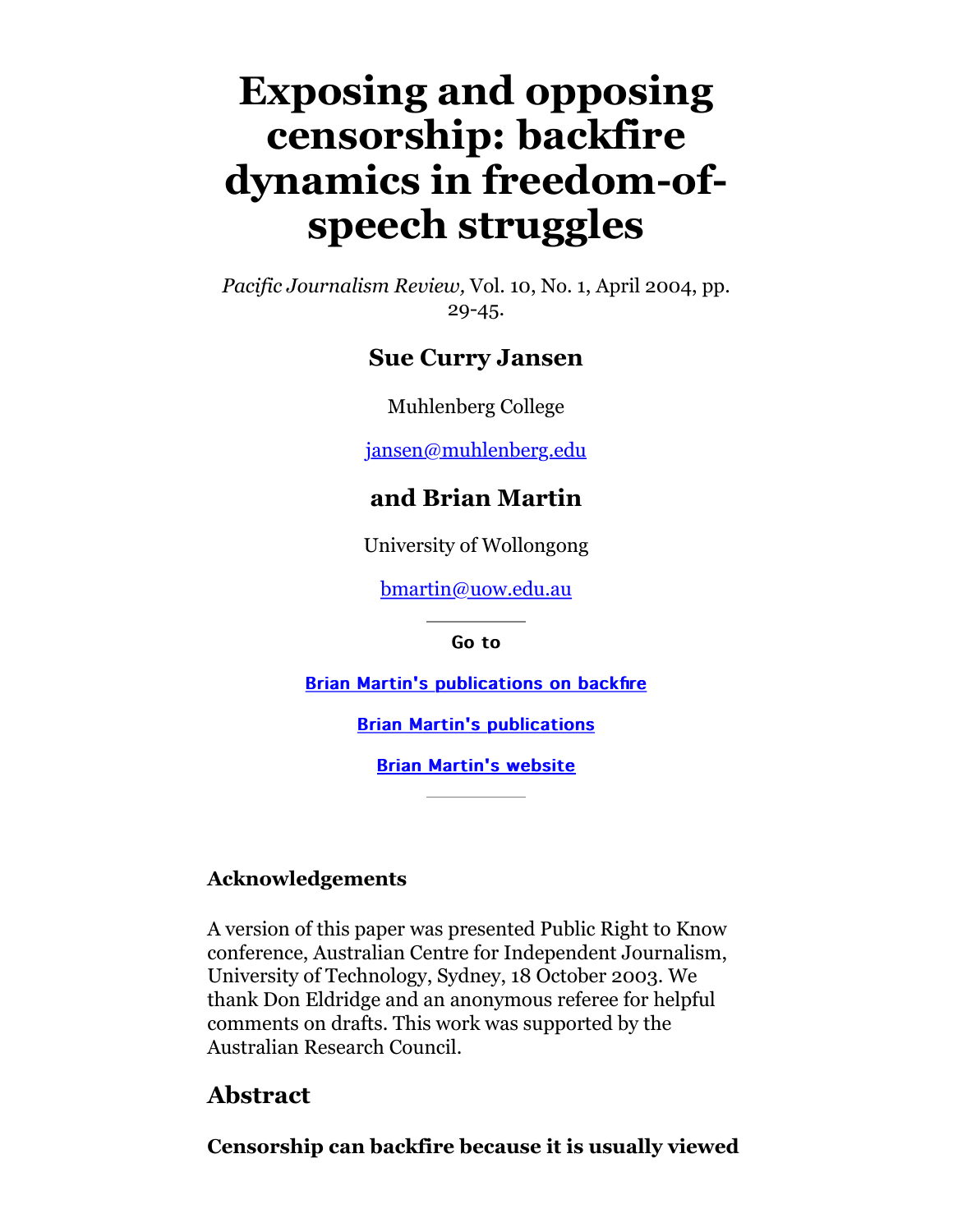# Exposing and opposing censorship: backfire dynamics in freedom-of-speech struggles

*Pacific Journalism Review,* Vol. 10, No. 1, April 2004, pp. 29-45.

### Sue Curry Jansen

Muhlenberg College

jansen@muhlenberg.edu

### and Brian Martin

University of Wollongong

bmartin@uow.edu.au

---

**Go to**

**Brian Martin's publications on backfire**

**Brian Martin's publications**

**Brian Martin's website**

---

### Acknowledgements

A version of this paper was presented Public Right to Know conference, Australian Centre for Independent Journalism, University of Technology, Sydney, 18 October 2003. We thank Don Eldridge and an anonymous referee for helpful comments on drafts. This work was supported by the Australian Research Council.

## Abstract

**Censorship can backfire because it is usually viewed**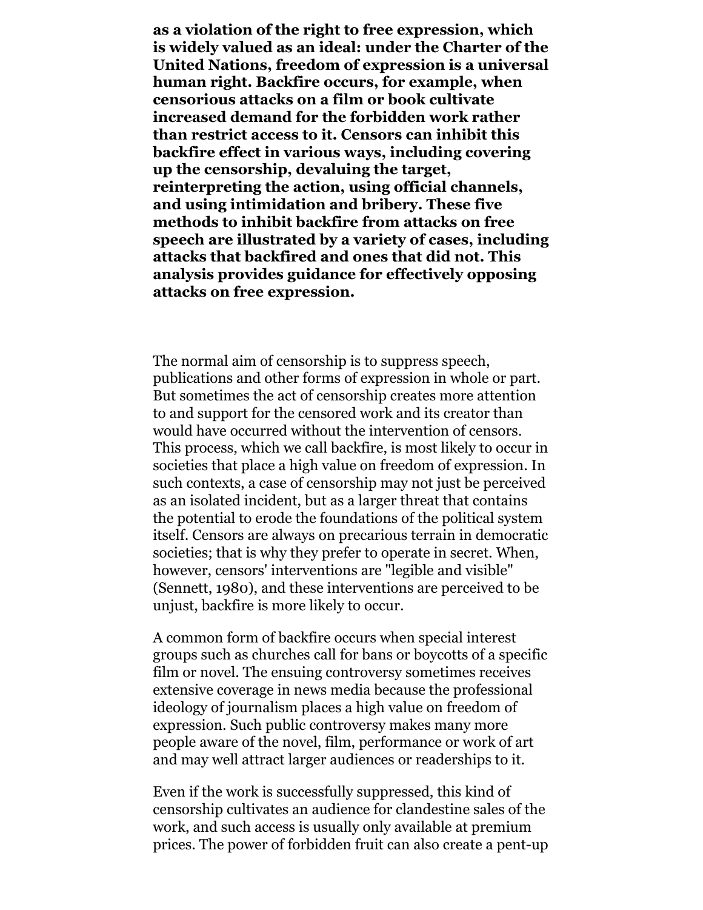**as a violation of the right to free expression, which is widely valued as an ideal: under the Charter of the United Nations, freedom of expression is a universal human right. Backfire occurs, for example, when censorious attacks on a film or book cultivate increased demand for the forbidden work rather than restrict access to it. Censors can inhibit this backfire effect in various ways, including covering up the censorship, devaluing the target, reinterpreting the action, using official channels, and using intimidation and bribery. These five methods to inhibit backfire from attacks on free speech are illustrated by a variety of cases, including attacks that backfired and ones that did not. This analysis provides guidance for effectively opposing attacks on free expression.**

The normal aim of censorship is to suppress speech, publications and other forms of expression in whole or part. But sometimes the act of censorship creates more attention to and support for the censored work and its creator than would have occurred without the intervention of censors. This process, which we call backfire, is most likely to occur in societies that place a high value on freedom of expression. In such contexts, a case of censorship may not just be perceived as an isolated incident, but as a larger threat that contains the potential to erode the foundations of the political system itself. Censors are always on precarious terrain in democratic societies; that is why they prefer to operate in secret. When, however, censors' interventions are "legible and visible" (Sennett, 1980), and these interventions are perceived to be unjust, backfire is more likely to occur.

A common form of backfire occurs when special interest groups such as churches call for bans or boycotts of a specific film or novel. The ensuing controversy sometimes receives extensive coverage in news media because the professional ideology of journalism places a high value on freedom of expression. Such public controversy makes many more people aware of the novel, film, performance or work of art and may well attract larger audiences or readerships to it.

Even if the work is successfully suppressed, this kind of censorship cultivates an audience for clandestine sales of the work, and such access is usually only available at premium prices. The power of forbidden fruit can also create a pent-up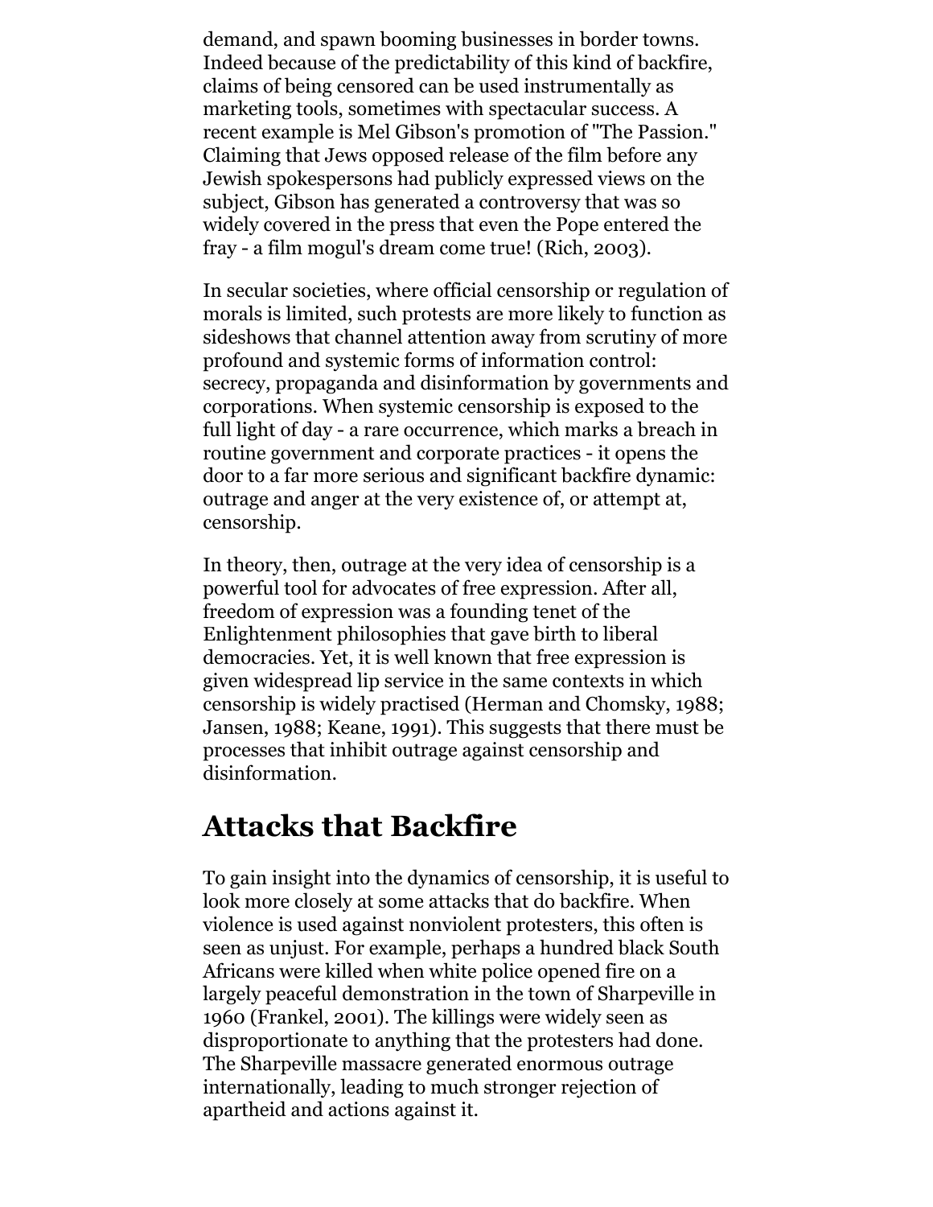demand, and spawn booming businesses in border towns. Indeed because of the predictability of this kind of backfire, claims of being censored can be used instrumentally as marketing tools, sometimes with spectacular success. A recent example is Mel Gibson's promotion of "The Passion." Claiming that Jews opposed release of the film before any Jewish spokespersons had publicly expressed views on the subject, Gibson has generated a controversy that was so widely covered in the press that even the Pope entered the fray - a film mogul's dream come true! (Rich, 2003).

In secular societies, where official censorship or regulation of morals is limited, such protests are more likely to function as sideshows that channel attention away from scrutiny of more profound and systemic forms of information control: secrecy, propaganda and disinformation by governments and corporations. When systemic censorship is exposed to the full light of day - a rare occurrence, which marks a breach in routine government and corporate practices - it opens the door to a far more serious and significant backfire dynamic: outrage and anger at the very existence of, or attempt at, censorship.

In theory, then, outrage at the very idea of censorship is a powerful tool for advocates of free expression. After all, freedom of expression was a founding tenet of the Enlightenment philosophies that gave birth to liberal democracies. Yet, it is well known that free expression is given widespread lip service in the same contexts in which censorship is widely practised (Herman and Chomsky, 1988; Jansen, 1988; Keane, 1991). This suggests that there must be processes that inhibit outrage against censorship and disinformation.

## Attacks that Backfire

To gain insight into the dynamics of censorship, it is useful to look more closely at some attacks that do backfire. When violence is used against nonviolent protesters, this often is seen as unjust. For example, perhaps a hundred black South Africans were killed when white police opened fire on a largely peaceful demonstration in the town of Sharpeville in 1960 (Frankel, 2001). The killings were widely seen as disproportionate to anything that the protesters had done. The Sharpeville massacre generated enormous outrage internationally, leading to much stronger rejection of apartheid and actions against it.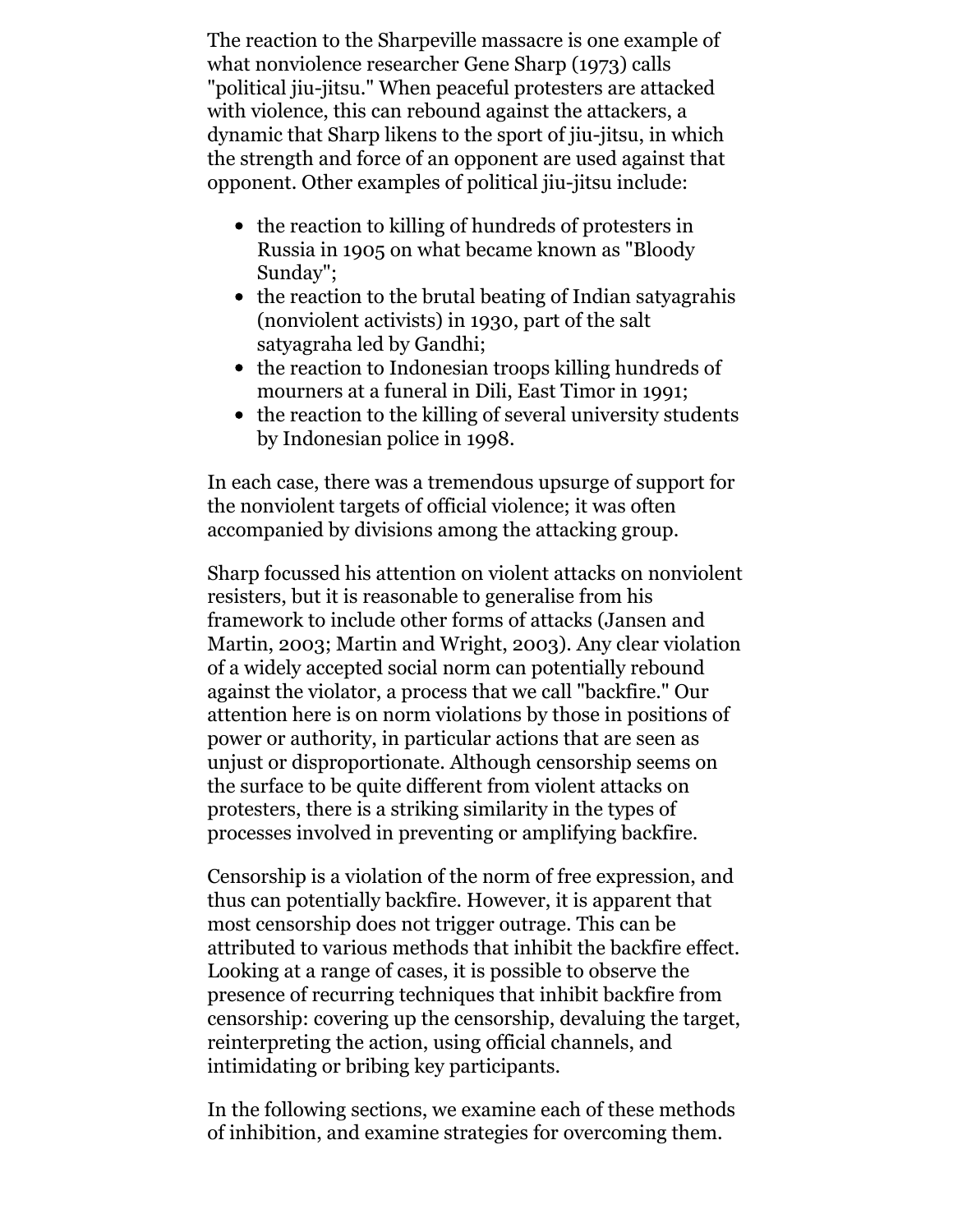The reaction to the Sharpeville massacre is one example of what nonviolence researcher Gene Sharp (1973) calls "political jiu-jitsu." When peaceful protesters are attacked with violence, this can rebound against the attackers, a dynamic that Sharp likens to the sport of jiu-jitsu, in which the strength and force of an opponent are used against that opponent. Other examples of political jiu-jitsu include:

- the reaction to killing of hundreds of protesters in Russia in 1905 on what became known as "Bloody Sunday";
- the reaction to the brutal beating of Indian satyagrahis (nonviolent activists) in 1930, part of the salt satyagraha led by Gandhi;
- the reaction to Indonesian troops killing hundreds of mourners at a funeral in Dili, East Timor in 1991;
- the reaction to the killing of several university students by Indonesian police in 1998.

In each case, there was a tremendous upsurge of support for the nonviolent targets of official violence; it was often accompanied by divisions among the attacking group.

Sharp focussed his attention on violent attacks on nonviolent resisters, but it is reasonable to generalise from his framework to include other forms of attacks (Jansen and Martin, 2003; Martin and Wright, 2003). Any clear violation of a widely accepted social norm can potentially rebound against the violator, a process that we call "backfire." Our attention here is on norm violations by those in positions of power or authority, in particular actions that are seen as unjust or disproportionate. Although censorship seems on the surface to be quite different from violent attacks on protesters, there is a striking similarity in the types of processes involved in preventing or amplifying backfire.

Censorship is a violation of the norm of free expression, and thus can potentially backfire. However, it is apparent that most censorship does not trigger outrage. This can be attributed to various methods that inhibit the backfire effect. Looking at a range of cases, it is possible to observe the presence of recurring techniques that inhibit backfire from censorship: covering up the censorship, devaluing the target, reinterpreting the action, using official channels, and intimidating or bribing key participants.

In the following sections, we examine each of these methods of inhibition, and examine strategies for overcoming them.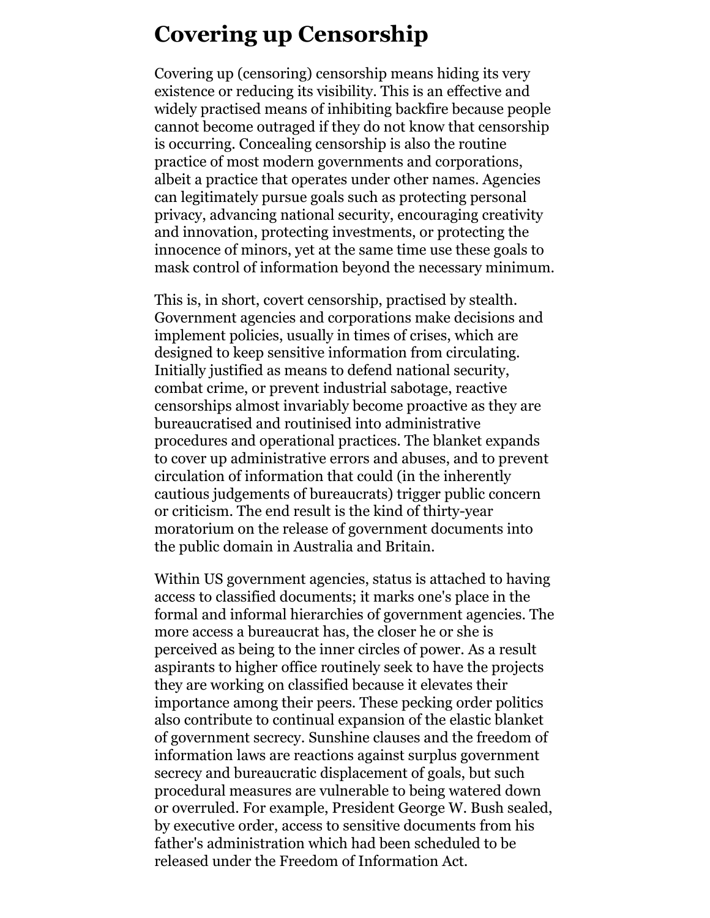# Covering up Censorship

Covering up (censoring) censorship means hiding its very existence or reducing its visibility. This is an effective and widely practised means of inhibiting backfire because people cannot become outraged if they do not know that censorship is occurring. Concealing censorship is also the routine practice of most modern governments and corporations, albeit a practice that operates under other names. Agencies can legitimately pursue goals such as protecting personal privacy, advancing national security, encouraging creativity and innovation, protecting investments, or protecting the innocence of minors, yet at the same time use these goals to mask control of information beyond the necessary minimum.

This is, in short, covert censorship, practised by stealth. Government agencies and corporations make decisions and implement policies, usually in times of crises, which are designed to keep sensitive information from circulating. Initially justified as means to defend national security, combat crime, or prevent industrial sabotage, reactive censorships almost invariably become proactive as they are bureaucratised and routinised into administrative procedures and operational practices. The blanket expands to cover up administrative errors and abuses, and to prevent circulation of information that could (in the inherently cautious judgements of bureaucrats) trigger public concern or criticism. The end result is the kind of thirty-year moratorium on the release of government documents into the public domain in Australia and Britain.

Within US government agencies, status is attached to having access to classified documents; it marks one's place in the formal and informal hierarchies of government agencies. The more access a bureaucrat has, the closer he or she is perceived as being to the inner circles of power. As a result aspirants to higher office routinely seek to have the projects they are working on classified because it elevates their importance among their peers. These pecking order politics also contribute to continual expansion of the elastic blanket of government secrecy. Sunshine clauses and the freedom of information laws are reactions against surplus government secrecy and bureaucratic displacement of goals, but such procedural measures are vulnerable to being watered down or overruled. For example, President George W. Bush sealed, by executive order, access to sensitive documents from his father's administration which had been scheduled to be released under the Freedom of Information Act.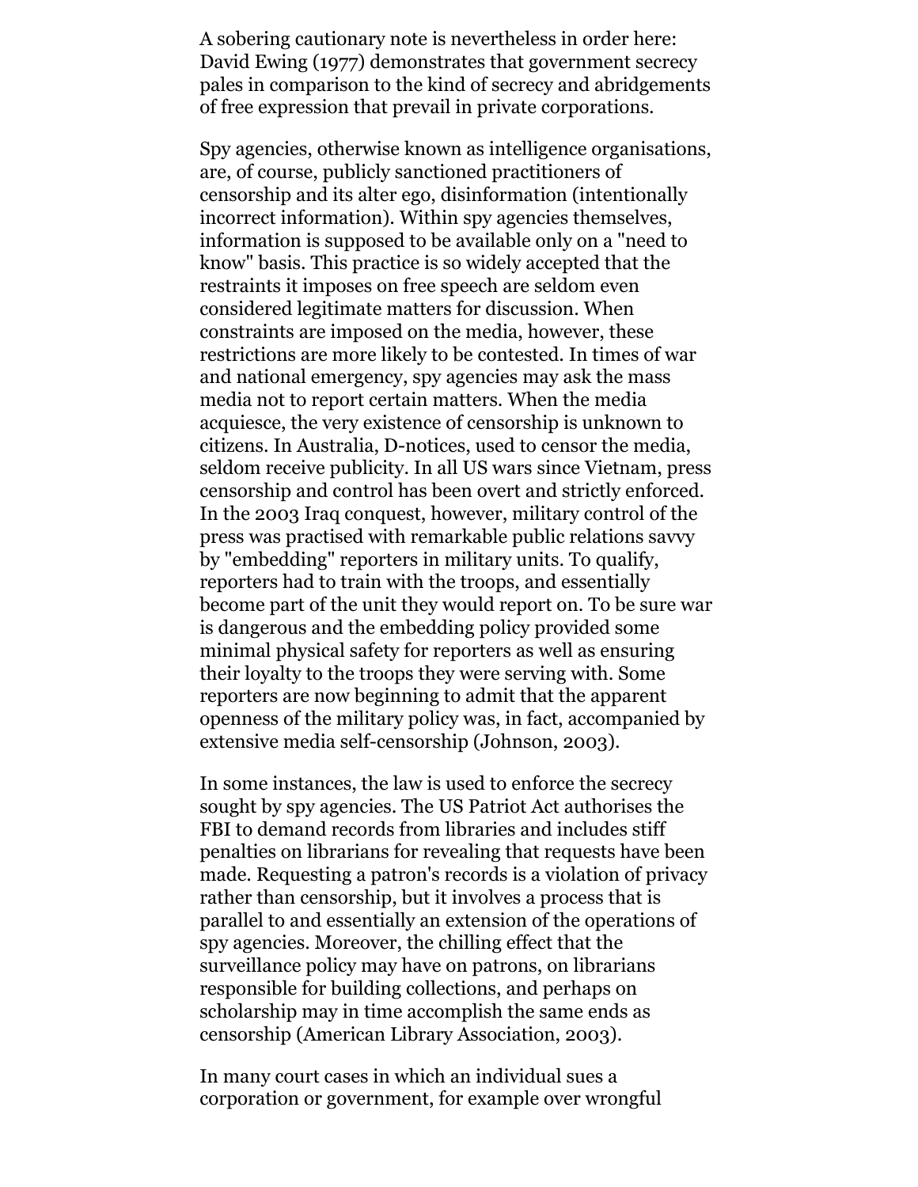A sobering cautionary note is nevertheless in order here: David Ewing (1977) demonstrates that government secrecy pales in comparison to the kind of secrecy and abridgements of free expression that prevail in private corporations.

Spy agencies, otherwise known as intelligence organisations, are, of course, publicly sanctioned practitioners of censorship and its alter ego, disinformation (intentionally incorrect information). Within spy agencies themselves, information is supposed to be available only on a "need to know" basis. This practice is so widely accepted that the restraints it imposes on free speech are seldom even considered legitimate matters for discussion. When constraints are imposed on the media, however, these restrictions are more likely to be contested. In times of war and national emergency, spy agencies may ask the mass media not to report certain matters. When the media acquiesce, the very existence of censorship is unknown to citizens. In Australia, D-notices, used to censor the media, seldom receive publicity. In all US wars since Vietnam, press censorship and control has been overt and strictly enforced. In the 2003 Iraq conquest, however, military control of the press was practised with remarkable public relations savvy by "embedding" reporters in military units. To qualify, reporters had to train with the troops, and essentially become part of the unit they would report on. To be sure war is dangerous and the embedding policy provided some minimal physical safety for reporters as well as ensuring their loyalty to the troops they were serving with. Some reporters are now beginning to admit that the apparent openness of the military policy was, in fact, accompanied by extensive media self-censorship (Johnson, 2003).

In some instances, the law is used to enforce the secrecy sought by spy agencies. The US Patriot Act authorises the FBI to demand records from libraries and includes stiff penalties on librarians for revealing that requests have been made. Requesting a patron's records is a violation of privacy rather than censorship, but it involves a process that is parallel to and essentially an extension of the operations of spy agencies. Moreover, the chilling effect that the surveillance policy may have on patrons, on librarians responsible for building collections, and perhaps on scholarship may in time accomplish the same ends as censorship (American Library Association, 2003).

In many court cases in which an individual sues a corporation or government, for example over wrongful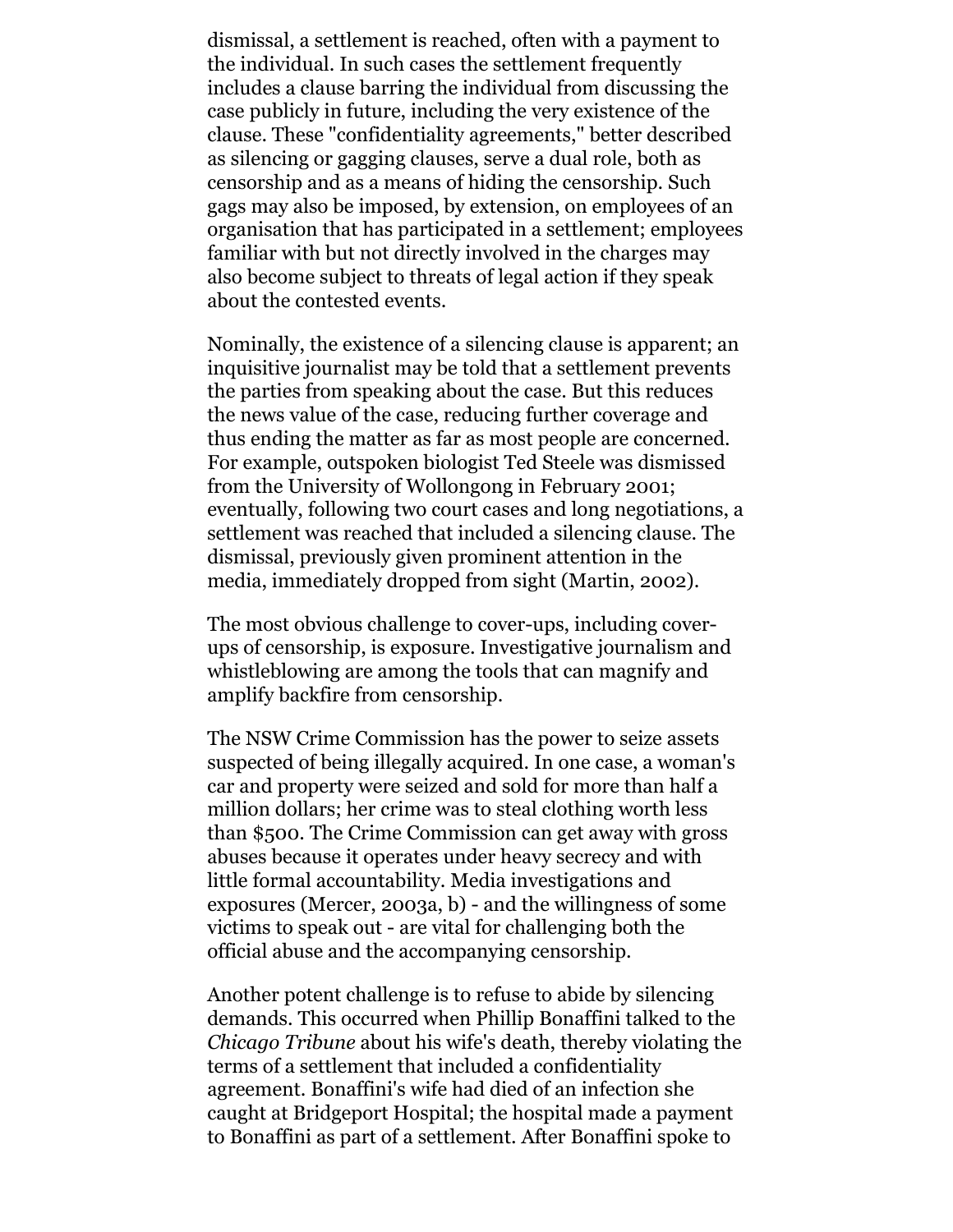dismissal, a settlement is reached, often with a payment to the individual. In such cases the settlement frequently includes a clause barring the individual from discussing the case publicly in future, including the very existence of the clause. These "confidentiality agreements," better described as silencing or gagging clauses, serve a dual role, both as censorship and as a means of hiding the censorship. Such gags may also be imposed, by extension, on employees of an organisation that has participated in a settlement; employees familiar with but not directly involved in the charges may also become subject to threats of legal action if they speak about the contested events.

Nominally, the existence of a silencing clause is apparent; an inquisitive journalist may be told that a settlement prevents the parties from speaking about the case. But this reduces the news value of the case, reducing further coverage and thus ending the matter as far as most people are concerned. For example, outspoken biologist Ted Steele was dismissed from the University of Wollongong in February 2001; eventually, following two court cases and long negotiations, a settlement was reached that included a silencing clause. The dismissal, previously given prominent attention in the media, immediately dropped from sight (Martin, 2002).

The most obvious challenge to cover-ups, including cover-ups of censorship, is exposure. Investigative journalism and whistleblowing are among the tools that can magnify and amplify backfire from censorship.

The NSW Crime Commission has the power to seize assets suspected of being illegally acquired. In one case, a woman's car and property were seized and sold for more than half a million dollars; her crime was to steal clothing worth less than $500. The Crime Commission can get away with gross abuses because it operates under heavy secrecy and with little formal accountability. Media investigations and exposures (Mercer, 2003a, b) - and the willingness of some victims to speak out - are vital for challenging both the official abuse and the accompanying censorship.

Another potent challenge is to refuse to abide by silencing demands. This occurred when Phillip Bonaffini talked to the *Chicago Tribune* about his wife's death, thereby violating the terms of a settlement that included a confidentiality agreement. Bonaffini's wife had died of an infection she caught at Bridgeport Hospital; the hospital made a payment to Bonaffini as part of a settlement. After Bonaffini spoke to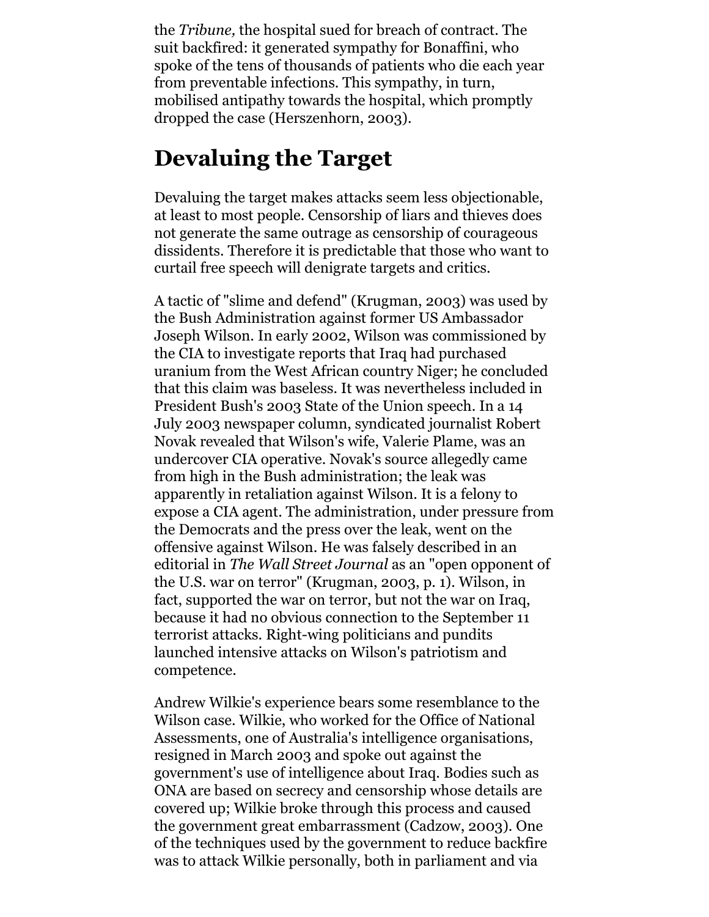the *Tribune,* the hospital sued for breach of contract. The suit backfired: it generated sympathy for Bonaffini, who spoke of the tens of thousands of patients who die each year from preventable infections. This sympathy, in turn, mobilised antipathy towards the hospital, which promptly dropped the case (Herszenhorn, 2003).

## Devaluing the Target

Devaluing the target makes attacks seem less objectionable, at least to most people. Censorship of liars and thieves does not generate the same outrage as censorship of courageous dissidents. Therefore it is predictable that those who want to curtail free speech will denigrate targets and critics.

A tactic of "slime and defend" (Krugman, 2003) was used by the Bush Administration against former US Ambassador Joseph Wilson. In early 2002, Wilson was commissioned by the CIA to investigate reports that Iraq had purchased uranium from the West African country Niger; he concluded that this claim was baseless. It was nevertheless included in President Bush's 2003 State of the Union speech. In a 14 July 2003 newspaper column, syndicated journalist Robert Novak revealed that Wilson's wife, Valerie Plame, was an undercover CIA operative. Novak's source allegedly came from high in the Bush administration; the leak was apparently in retaliation against Wilson. It is a felony to expose a CIA agent. The administration, under pressure from the Democrats and the press over the leak, went on the offensive against Wilson. He was falsely described in an editorial in *The Wall Street Journal* as an "open opponent of the U.S. war on terror" (Krugman, 2003, p. 1). Wilson, in fact, supported the war on terror, but not the war on Iraq, because it had no obvious connection to the September 11 terrorist attacks. Right-wing politicians and pundits launched intensive attacks on Wilson's patriotism and competence.

Andrew Wilkie's experience bears some resemblance to the Wilson case. Wilkie, who worked for the Office of National Assessments, one of Australia's intelligence organisations, resigned in March 2003 and spoke out against the government's use of intelligence about Iraq. Bodies such as ONA are based on secrecy and censorship whose details are covered up; Wilkie broke through this process and caused the government great embarrassment (Cadzow, 2003). One of the techniques used by the government to reduce backfire was to attack Wilkie personally, both in parliament and via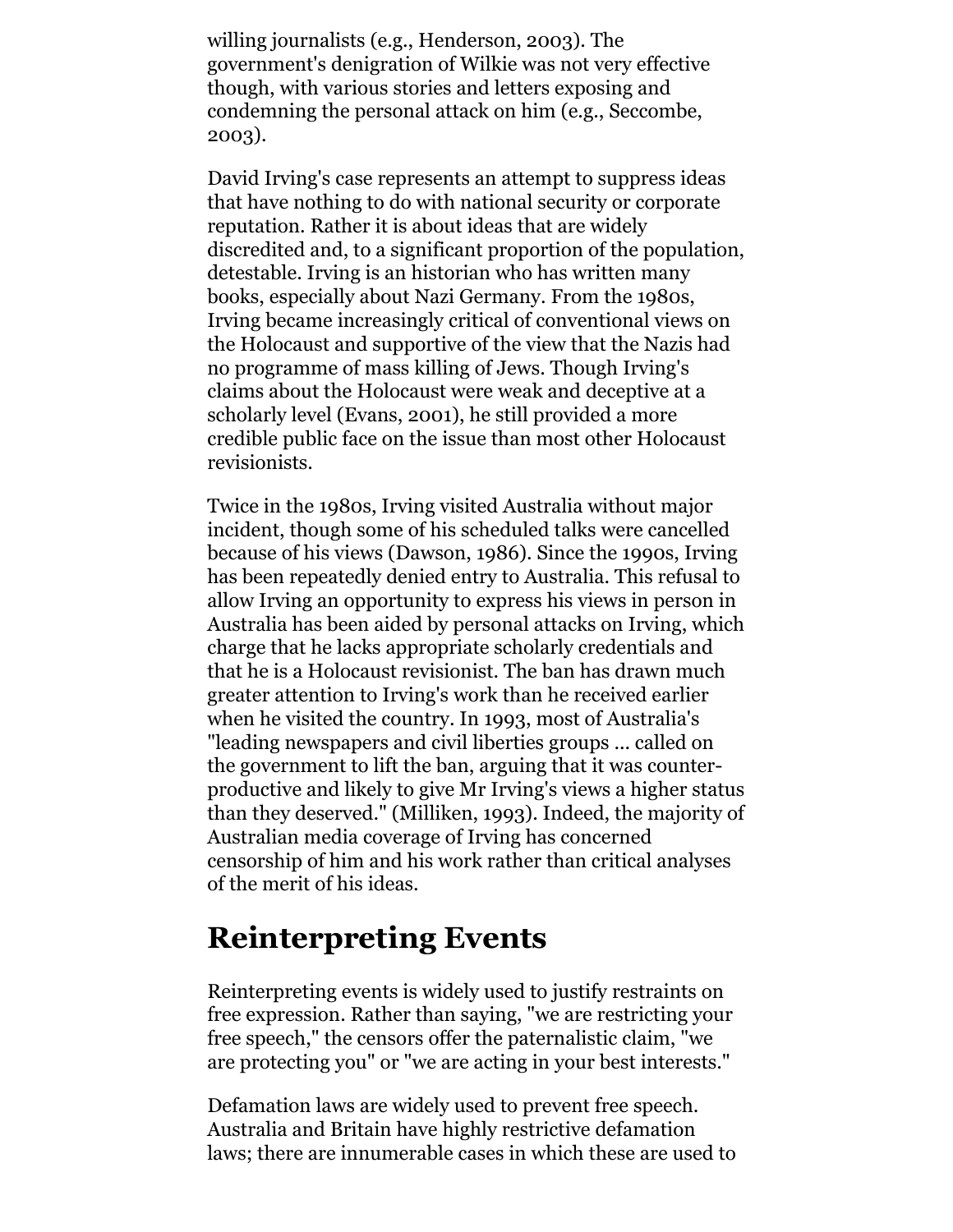willing journalists (e.g., Henderson, 2003). The government's denigration of Wilkie was not very effective though, with various stories and letters exposing and condemning the personal attack on him (e.g., Seccombe, 2003).

David Irving's case represents an attempt to suppress ideas that have nothing to do with national security or corporate reputation. Rather it is about ideas that are widely discredited and, to a significant proportion of the population, detestable. Irving is an historian who has written many books, especially about Nazi Germany. From the 1980s, Irving became increasingly critical of conventional views on the Holocaust and supportive of the view that the Nazis had no programme of mass killing of Jews. Though Irving's claims about the Holocaust were weak and deceptive at a scholarly level (Evans, 2001), he still provided a more credible public face on the issue than most other Holocaust revisionists.

Twice in the 1980s, Irving visited Australia without major incident, though some of his scheduled talks were cancelled because of his views (Dawson, 1986). Since the 1990s, Irving has been repeatedly denied entry to Australia. This refusal to allow Irving an opportunity to express his views in person in Australia has been aided by personal attacks on Irving, which charge that he lacks appropriate scholarly credentials and that he is a Holocaust revisionist. The ban has drawn much greater attention to Irving's work than he received earlier when he visited the country. In 1993, most of Australia's "leading newspapers and civil liberties groups ... called on the government to lift the ban, arguing that it was counter-productive and likely to give Mr Irving's views a higher status than they deserved." (Milliken, 1993). Indeed, the majority of Australian media coverage of Irving has concerned censorship of him and his work rather than critical analyses of the merit of his ideas.

## Reinterpreting Events

Reinterpreting events is widely used to justify restraints on free expression. Rather than saying, "we are restricting your free speech," the censors offer the paternalistic claim, "we are protecting you" or "we are acting in your best interests."

Defamation laws are widely used to prevent free speech. Australia and Britain have highly restrictive defamation laws; there are innumerable cases in which these are used to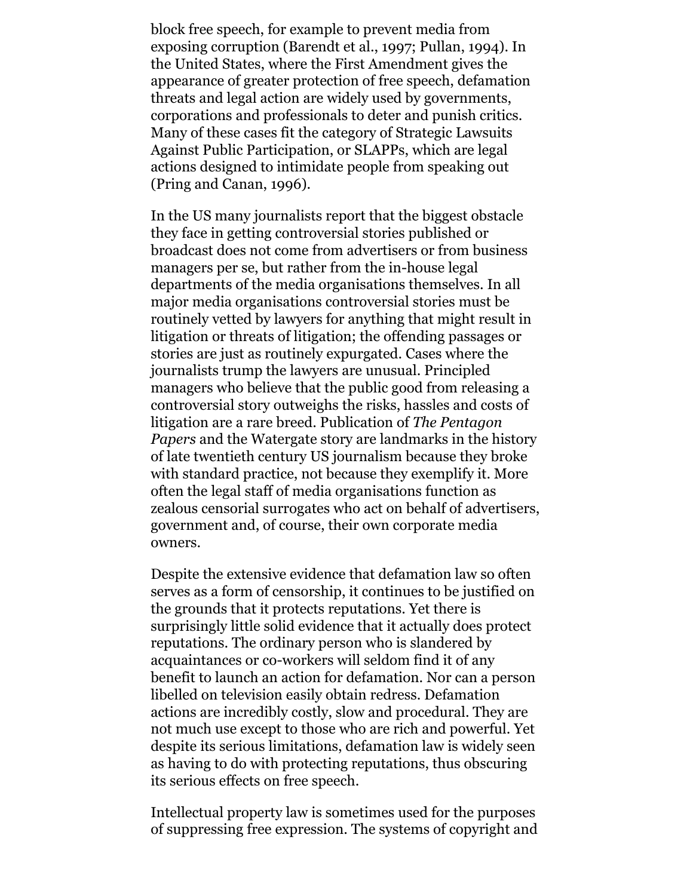block free speech, for example to prevent media from exposing corruption (Barendt et al., 1997; Pullan, 1994). In the United States, where the First Amendment gives the appearance of greater protection of free speech, defamation threats and legal action are widely used by governments, corporations and professionals to deter and punish critics. Many of these cases fit the category of Strategic Lawsuits Against Public Participation, or SLAPPs, which are legal actions designed to intimidate people from speaking out (Pring and Canan, 1996).

In the US many journalists report that the biggest obstacle they face in getting controversial stories published or broadcast does not come from advertisers or from business managers per se, but rather from the in-house legal departments of the media organisations themselves. In all major media organisations controversial stories must be routinely vetted by lawyers for anything that might result in litigation or threats of litigation; the offending passages or stories are just as routinely expurgated. Cases where the journalists trump the lawyers are unusual. Principled managers who believe that the public good from releasing a controversial story outweighs the risks, hassles and costs of litigation are a rare breed. Publication of *The Pentagon Papers* and the Watergate story are landmarks in the history of late twentieth century US journalism because they broke with standard practice, not because they exemplify it. More often the legal staff of media organisations function as zealous censorial surrogates who act on behalf of advertisers, government and, of course, their own corporate media owners.

Despite the extensive evidence that defamation law so often serves as a form of censorship, it continues to be justified on the grounds that it protects reputations. Yet there is surprisingly little solid evidence that it actually does protect reputations. The ordinary person who is slandered by acquaintances or co-workers will seldom find it of any benefit to launch an action for defamation. Nor can a person libelled on television easily obtain redress. Defamation actions are incredibly costly, slow and procedural. They are not much use except to those who are rich and powerful. Yet despite its serious limitations, defamation law is widely seen as having to do with protecting reputations, thus obscuring its serious effects on free speech.

Intellectual property law is sometimes used for the purposes of suppressing free expression. The systems of copyright and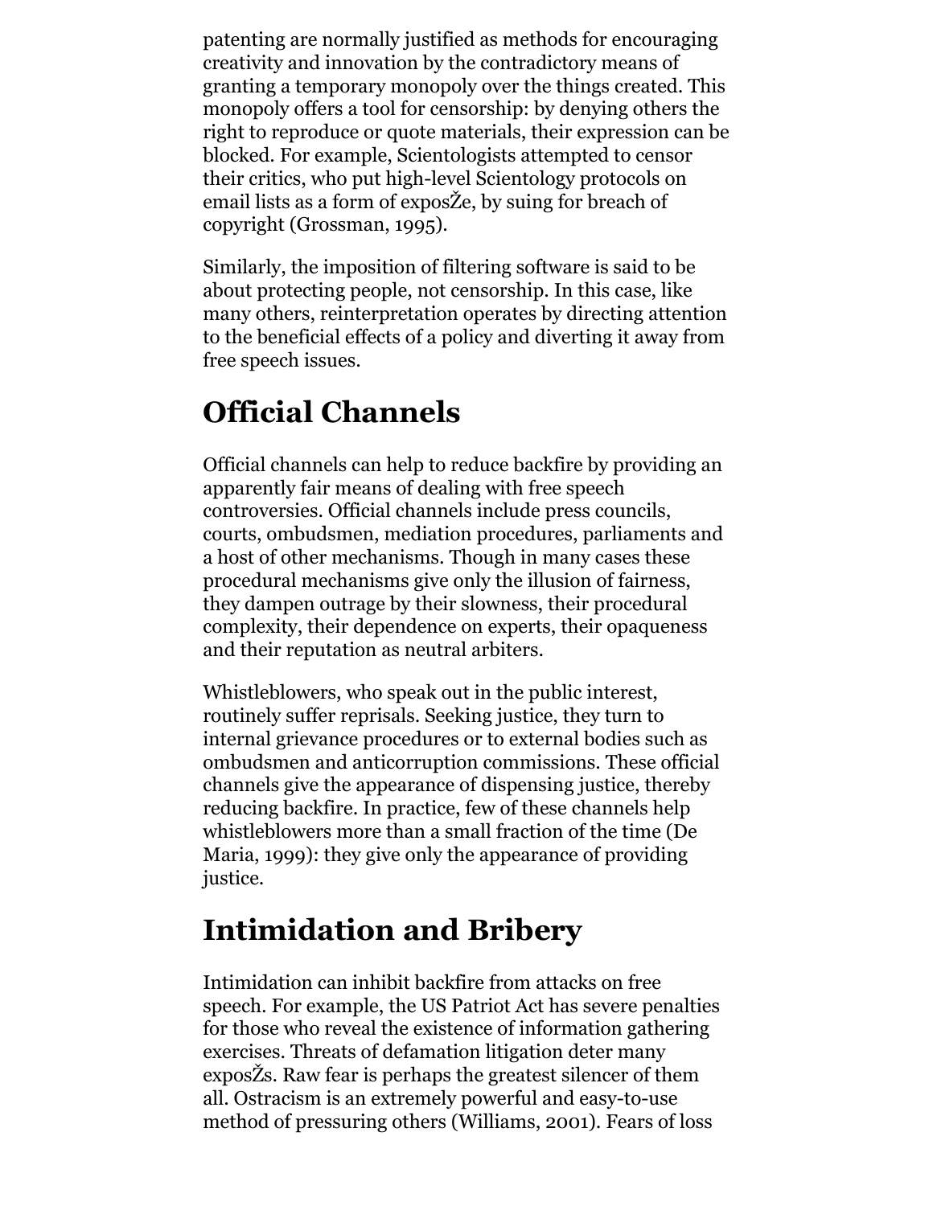patenting are normally justified as methods for encouraging creativity and innovation by the contradictory means of granting a temporary monopoly over the things created. This monopoly offers a tool for censorship: by denying others the right to reproduce or quote materials, their expression can be blocked. For example, Scientologists attempted to censor their critics, who put high-level Scientology protocols on email lists as a form of exposŽe, by suing for breach of copyright (Grossman, 1995).

Similarly, the imposition of filtering software is said to be about protecting people, not censorship. In this case, like many others, reinterpretation operates by directing attention to the beneficial effects of a policy and diverting it away from free speech issues.

## Official Channels

Official channels can help to reduce backfire by providing an apparently fair means of dealing with free speech controversies. Official channels include press councils, courts, ombudsmen, mediation procedures, parliaments and a host of other mechanisms. Though in many cases these procedural mechanisms give only the illusion of fairness, they dampen outrage by their slowness, their procedural complexity, their dependence on experts, their opaqueness and their reputation as neutral arbiters.

Whistleblowers, who speak out in the public interest, routinely suffer reprisals. Seeking justice, they turn to internal grievance procedures or to external bodies such as ombudsmen and anticorruption commissions. These official channels give the appearance of dispensing justice, thereby reducing backfire. In practice, few of these channels help whistleblowers more than a small fraction of the time (De Maria, 1999): they give only the appearance of providing justice.

## Intimidation and Bribery

Intimidation can inhibit backfire from attacks on free speech. For example, the US Patriot Act has severe penalties for those who reveal the existence of information gathering exercises. Threats of defamation litigation deter many exposŽs. Raw fear is perhaps the greatest silencer of them all. Ostracism is an extremely powerful and easy-to-use method of pressuring others (Williams, 2001). Fears of loss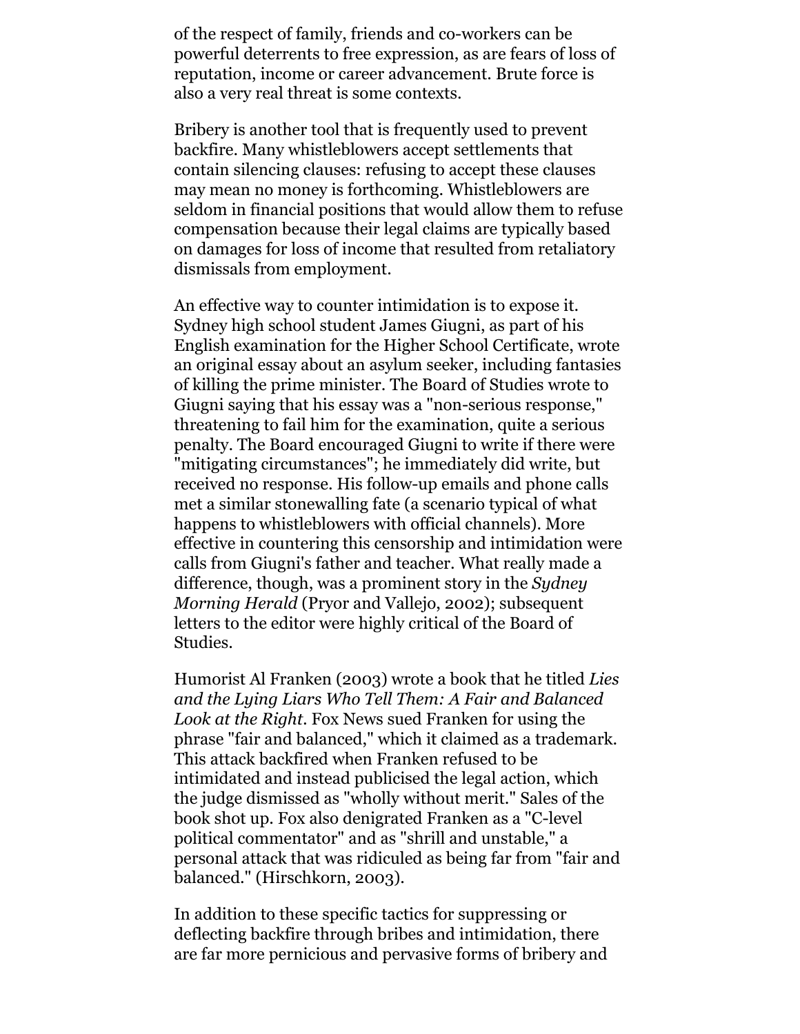of the respect of family, friends and co-workers can be powerful deterrents to free expression, as are fears of loss of reputation, income or career advancement. Brute force is also a very real threat is some contexts.

Bribery is another tool that is frequently used to prevent backfire. Many whistleblowers accept settlements that contain silencing clauses: refusing to accept these clauses may mean no money is forthcoming. Whistleblowers are seldom in financial positions that would allow them to refuse compensation because their legal claims are typically based on damages for loss of income that resulted from retaliatory dismissals from employment.

An effective way to counter intimidation is to expose it. Sydney high school student James Giugni, as part of his English examination for the Higher School Certificate, wrote an original essay about an asylum seeker, including fantasies of killing the prime minister. The Board of Studies wrote to Giugni saying that his essay was a "non-serious response," threatening to fail him for the examination, quite a serious penalty. The Board encouraged Giugni to write if there were "mitigating circumstances"; he immediately did write, but received no response. His follow-up emails and phone calls met a similar stonewalling fate (a scenario typical of what happens to whistleblowers with official channels). More effective in countering this censorship and intimidation were calls from Giugni's father and teacher. What really made a difference, though, was a prominent story in the *Sydney Morning Herald* (Pryor and Vallejo, 2002); subsequent letters to the editor were highly critical of the Board of Studies.

Humorist Al Franken (2003) wrote a book that he titled *Lies and the Lying Liars Who Tell Them: A Fair and Balanced Look at the Right*. Fox News sued Franken for using the phrase "fair and balanced," which it claimed as a trademark. This attack backfired when Franken refused to be intimidated and instead publicised the legal action, which the judge dismissed as "wholly without merit." Sales of the book shot up. Fox also denigrated Franken as a "C-level political commentator" and as "shrill and unstable," a personal attack that was ridiculed as being far from "fair and balanced." (Hirschkorn, 2003).

In addition to these specific tactics for suppressing or deflecting backfire through bribes and intimidation, there are far more pernicious and pervasive forms of bribery and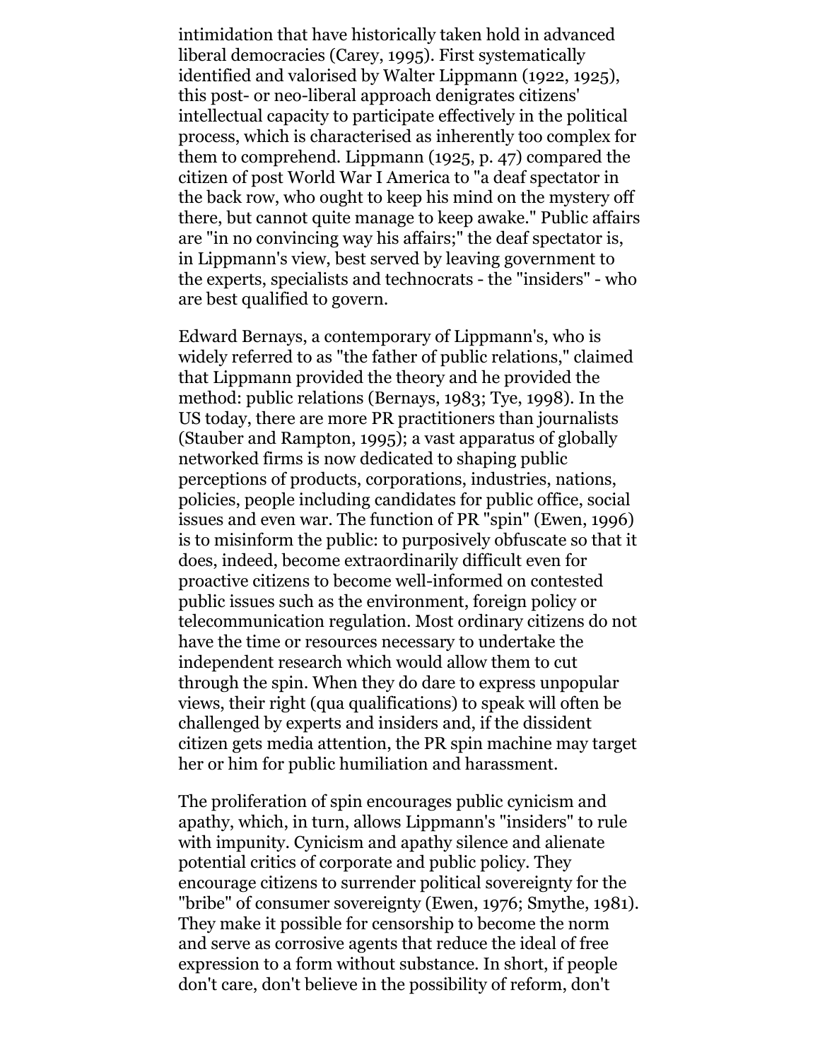intimidation that have historically taken hold in advanced liberal democracies (Carey, 1995). First systematically identified and valorised by Walter Lippmann (1922, 1925), this post- or neo-liberal approach denigrates citizens' intellectual capacity to participate effectively in the political process, which is characterised as inherently too complex for them to comprehend. Lippmann (1925, p. 47) compared the citizen of post World War I America to "a deaf spectator in the back row, who ought to keep his mind on the mystery off there, but cannot quite manage to keep awake." Public affairs are "in no convincing way his affairs;" the deaf spectator is, in Lippmann's view, best served by leaving government to the experts, specialists and technocrats - the "insiders" - who are best qualified to govern.

Edward Bernays, a contemporary of Lippmann's, who is widely referred to as "the father of public relations," claimed that Lippmann provided the theory and he provided the method: public relations (Bernays, 1983; Tye, 1998). In the US today, there are more PR practitioners than journalists (Stauber and Rampton, 1995); a vast apparatus of globally networked firms is now dedicated to shaping public perceptions of products, corporations, industries, nations, policies, people including candidates for public office, social issues and even war. The function of PR "spin" (Ewen, 1996) is to misinform the public: to purposively obfuscate so that it does, indeed, become extraordinarily difficult even for proactive citizens to become well-informed on contested public issues such as the environment, foreign policy or telecommunication regulation. Most ordinary citizens do not have the time or resources necessary to undertake the independent research which would allow them to cut through the spin. When they do dare to express unpopular views, their right (qua qualifications) to speak will often be challenged by experts and insiders and, if the dissident citizen gets media attention, the PR spin machine may target her or him for public humiliation and harassment.

The proliferation of spin encourages public cynicism and apathy, which, in turn, allows Lippmann's "insiders" to rule with impunity. Cynicism and apathy silence and alienate potential critics of corporate and public policy. They encourage citizens to surrender political sovereignty for the "bribe" of consumer sovereignty (Ewen, 1976; Smythe, 1981). They make it possible for censorship to become the norm and serve as corrosive agents that reduce the ideal of free expression to a form without substance. In short, if people don't care, don't believe in the possibility of reform, don't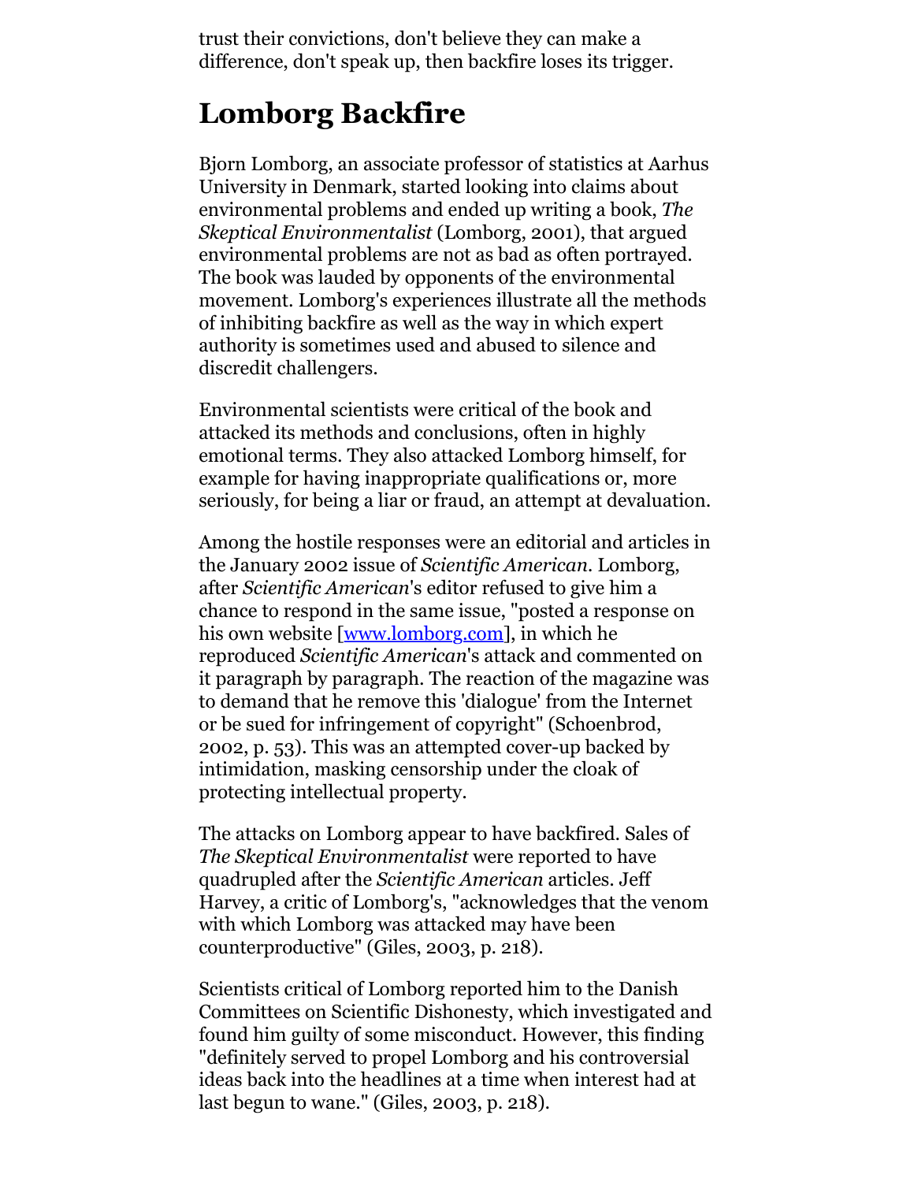trust their convictions, don't believe they can make a difference, don't speak up, then backfire loses its trigger.

## Lomborg Backfire

Bjorn Lomborg, an associate professor of statistics at Aarhus University in Denmark, started looking into claims about environmental problems and ended up writing a book, *The Skeptical Environmentalist* (Lomborg, 2001), that argued environmental problems are not as bad as often portrayed. The book was lauded by opponents of the environmental movement. Lomborg's experiences illustrate all the methods of inhibiting backfire as well as the way in which expert authority is sometimes used and abused to silence and discredit challengers.

Environmental scientists were critical of the book and attacked its methods and conclusions, often in highly emotional terms. They also attacked Lomborg himself, for example for having inappropriate qualifications or, more seriously, for being a liar or fraud, an attempt at devaluation.

Among the hostile responses were an editorial and articles in the January 2002 issue of *Scientific American*. Lomborg, after *Scientific American*'s editor refused to give him a chance to respond in the same issue, "posted a response on his own website [www.lomborg.com], in which he reproduced *Scientific American*'s attack and commented on it paragraph by paragraph. The reaction of the magazine was to demand that he remove this 'dialogue' from the Internet or be sued for infringement of copyright" (Schoenbrod, 2002, p. 53). This was an attempted cover-up backed by intimidation, masking censorship under the cloak of protecting intellectual property.

The attacks on Lomborg appear to have backfired. Sales of *The Skeptical Environmentalist* were reported to have quadrupled after the *Scientific American* articles. Jeff Harvey, a critic of Lomborg's, "acknowledges that the venom with which Lomborg was attacked may have been counterproductive" (Giles, 2003, p. 218).

Scientists critical of Lomborg reported him to the Danish Committees on Scientific Dishonesty, which investigated and found him guilty of some misconduct. However, this finding "definitely served to propel Lomborg and his controversial ideas back into the headlines at a time when interest had at last begun to wane." (Giles, 2003, p. 218).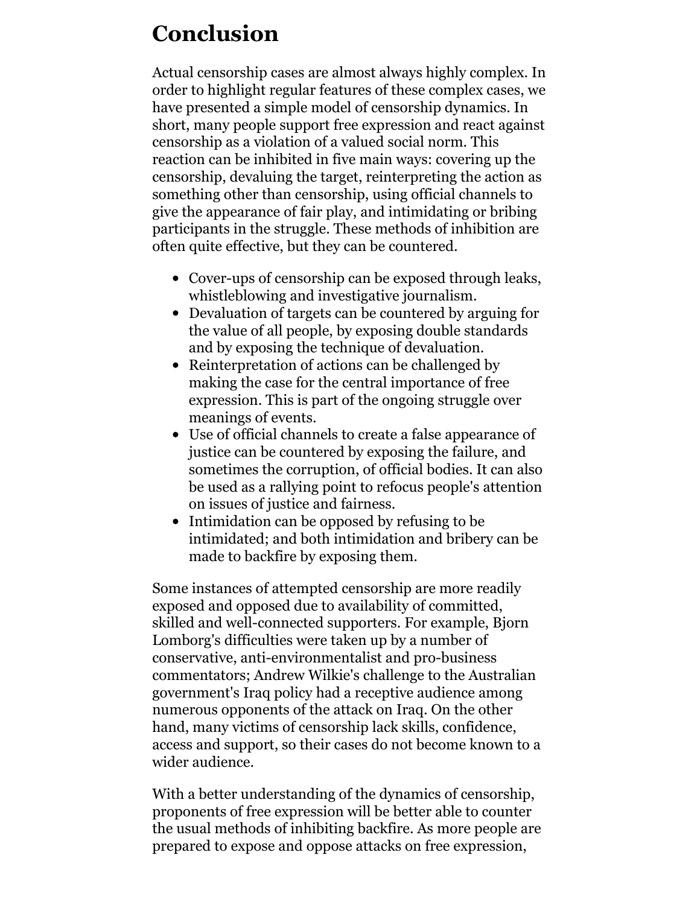## Conclusion

Actual censorship cases are almost always highly complex. In order to highlight regular features of these complex cases, we have presented a simple model of censorship dynamics. In short, many people support free expression and react against censorship as a violation of a valued social norm. This reaction can be inhibited in five main ways: covering up the censorship, devaluing the target, reinterpreting the action as something other than censorship, using official channels to give the appearance of fair play, and intimidating or bribing participants in the struggle. These methods of inhibition are often quite effective, but they can be countered.

- Cover-ups of censorship can be exposed through leaks, whistleblowing and investigative journalism.
- Devaluation of targets can be countered by arguing for the value of all people, by exposing double standards and by exposing the technique of devaluation.
- Reinterpretation of actions can be challenged by making the case for the central importance of free expression. This is part of the ongoing struggle over meanings of events.
- Use of official channels to create a false appearance of justice can be countered by exposing the failure, and sometimes the corruption, of official bodies. It can also be used as a rallying point to refocus people's attention on issues of justice and fairness.
- Intimidation can be opposed by refusing to be intimidated; and both intimidation and bribery can be made to backfire by exposing them.

Some instances of attempted censorship are more readily exposed and opposed due to availability of committed, skilled and well-connected supporters. For example, Bjorn Lomborg's difficulties were taken up by a number of conservative, anti-environmentalist and pro-business commentators; Andrew Wilkie's challenge to the Australian government's Iraq policy had a receptive audience among numerous opponents of the attack on Iraq. On the other hand, many victims of censorship lack skills, confidence, access and support, so their cases do not become known to a wider audience.

With a better understanding of the dynamics of censorship, proponents of free expression will be better able to counter the usual methods of inhibiting backfire. As more people are prepared to expose and oppose attacks on free expression,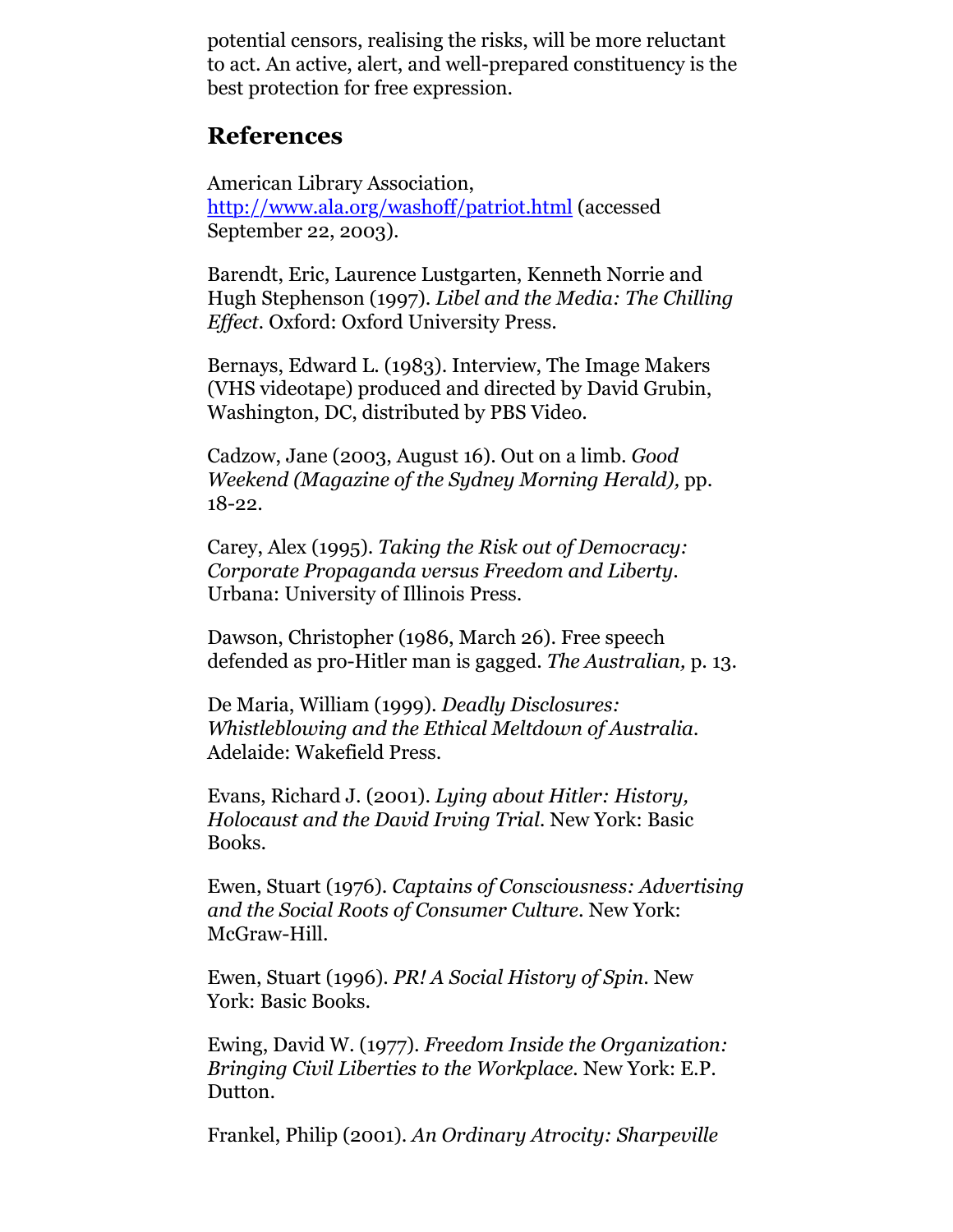potential censors, realising the risks, will be more reluctant to act. An active, alert, and well-prepared constituency is the best protection for free expression.

## References

American Library Association, [http://www.ala.org/washoff/patriot.html](http://www.ala.org/washoff/patriot.html) (accessed September 22, 2003).

Barendt, Eric, Laurence Lustgarten, Kenneth Norrie and Hugh Stephenson (1997). *Libel and the Media: The Chilling Effect*. Oxford: Oxford University Press.

Bernays, Edward L. (1983). Interview, The Image Makers (VHS videotape) produced and directed by David Grubin, Washington, DC, distributed by PBS Video.

Cadzow, Jane (2003, August 16). Out on a limb. *Good Weekend (Magazine of the Sydney Morning Herald),* pp. 18-22.

Carey, Alex (1995). *Taking the Risk out of Democracy: Corporate Propaganda versus Freedom and Liberty*. Urbana: University of Illinois Press.

Dawson, Christopher (1986, March 26). Free speech defended as pro-Hitler man is gagged. *The Australian,* p. 13.

De Maria, William (1999). *Deadly Disclosures: Whistleblowing and the Ethical Meltdown of Australia*. Adelaide: Wakefield Press.

Evans, Richard J. (2001). *Lying about Hitler: History, Holocaust and the David Irving Trial*. New York: Basic Books.

Ewen, Stuart (1976). *Captains of Consciousness: Advertising and the Social Roots of Consumer Culture*. New York: McGraw-Hill.

Ewen, Stuart (1996). *PR! A Social History of Spin*. New York: Basic Books.

Ewing, David W. (1977). *Freedom Inside the Organization: Bringing Civil Liberties to the Workplace*. New York: E.P. Dutton.

Frankel, Philip (2001). *An Ordinary Atrocity: Sharpeville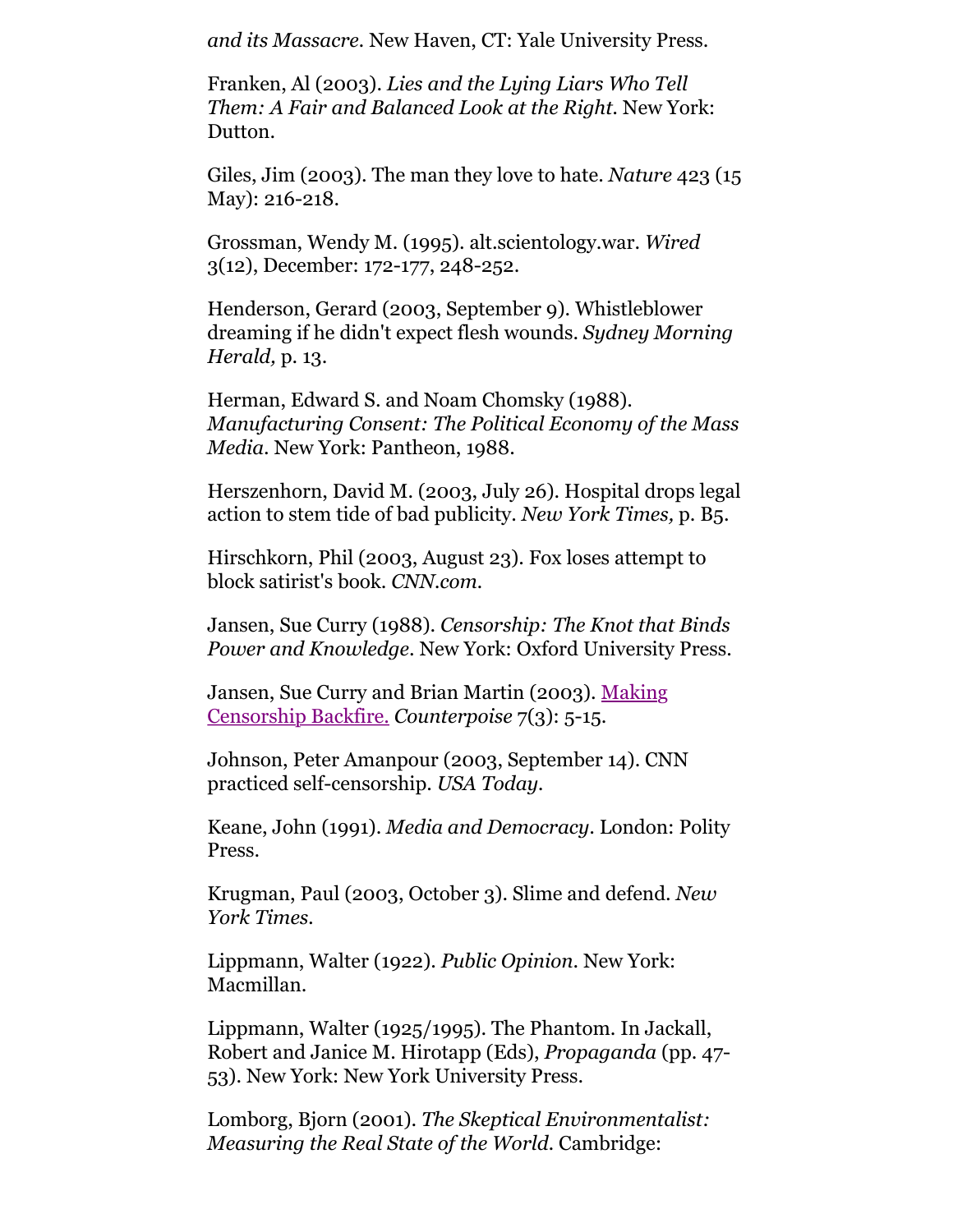*and its Massacre*. New Haven, CT: Yale University Press.

Franken, Al (2003). *Lies and the Lying Liars Who Tell Them: A Fair and Balanced Look at the Right*. New York: Dutton.

Giles, Jim (2003). The man they love to hate. *Nature* 423 (15 May): 216-218.

Grossman, Wendy M. (1995). alt.scientology.war. *Wired* 3(12), December: 172-177, 248-252.

Henderson, Gerard (2003, September 9). Whistleblower dreaming if he didn't expect flesh wounds. *Sydney Morning Herald,* p. 13.

Herman, Edward S. and Noam Chomsky (1988). *Manufacturing Consent: The Political Economy of the Mass Media*. New York: Pantheon, 1988.

Herszenhorn, David M. (2003, July 26). Hospital drops legal action to stem tide of bad publicity. *New York Times,* p. B5.

Hirschkorn, Phil (2003, August 23). Fox loses attempt to block satirist's book. *CNN.com*.

Jansen, Sue Curry (1988). *Censorship: The Knot that Binds Power and Knowledge*. New York: Oxford University Press.

Jansen, Sue Curry and Brian Martin (2003). Making Censorship Backfire. *Counterpoise* 7(3): 5-15.

Johnson, Peter Amanpour (2003, September 14). CNN practiced self-censorship. *USA Today*.

Keane, John (1991). *Media and Democracy*. London: Polity Press.

Krugman, Paul (2003, October 3). Slime and defend. *New York Times*.

Lippmann, Walter (1922). *Public Opinion*. New York: Macmillan.

Lippmann, Walter (1925/1995). The Phantom. In Jackall, Robert and Janice M. Hirotapp (Eds), *Propaganda* (pp. 47-53). New York: New York University Press.

Lomborg, Bjorn (2001). *The Skeptical Environmentalist: Measuring the Real State of the World*. Cambridge: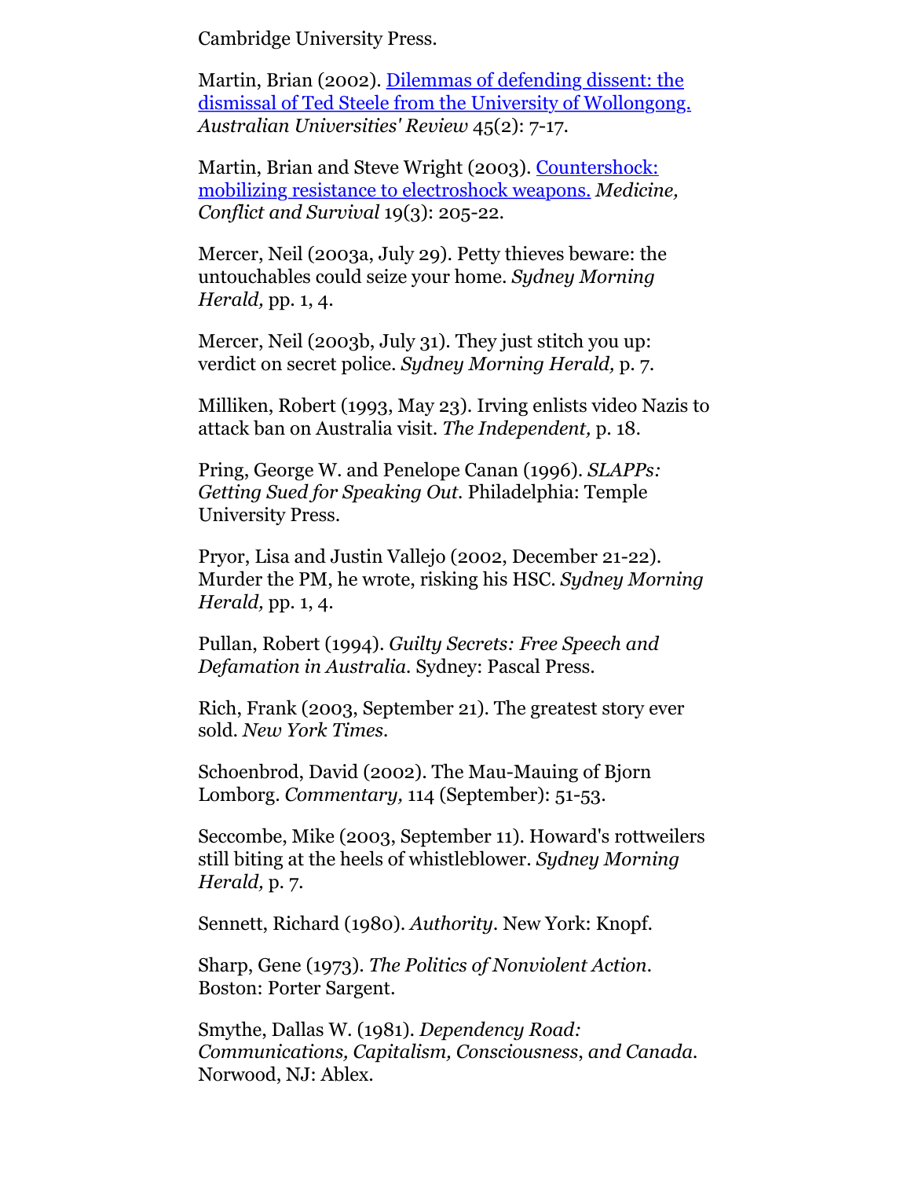Cambridge University Press.

Martin, Brian (2002). [Dilemmas of defending dissent: the dismissal of Ted Steele from the University of Wollongong.](#) *Australian Universities' Review* 45(2): 7-17.

Martin, Brian and Steve Wright (2003). [Countershock: mobilizing resistance to electroshock weapons.](#) *Medicine, Conflict and Survival* 19(3): 205-22.

Mercer, Neil (2003a, July 29). Petty thieves beware: the untouchables could seize your home. *Sydney Morning Herald,* pp. 1, 4.

Mercer, Neil (2003b, July 31). They just stitch you up: verdict on secret police. *Sydney Morning Herald,* p. 7.

Milliken, Robert (1993, May 23). Irving enlists video Nazis to attack ban on Australia visit. *The Independent,* p. 18.

Pring, George W. and Penelope Canan (1996). *SLAPPs: Getting Sued for Speaking Out.* Philadelphia: Temple University Press.

Pryor, Lisa and Justin Vallejo (2002, December 21-22). Murder the PM, he wrote, risking his HSC. *Sydney Morning Herald,* pp. 1, 4.

Pullan, Robert (1994). *Guilty Secrets: Free Speech and Defamation in Australia.* Sydney: Pascal Press.

Rich, Frank (2003, September 21). The greatest story ever sold. *New York Times.*

Schoenbrod, David (2002). The Mau-Mauing of Bjorn Lomborg. *Commentary,* 114 (September): 51-53.

Seccombe, Mike (2003, September 11). Howard's rottweilers still biting at the heels of whistleblower. *Sydney Morning Herald,* p. 7.

Sennett, Richard (1980). *Authority.* New York: Knopf.

Sharp, Gene (1973). *The Politics of Nonviolent Action.* Boston: Porter Sargent.

Smythe, Dallas W. (1981). *Dependency Road: Communications, Capitalism, Consciousness, and Canada.* Norwood, NJ: Ablex.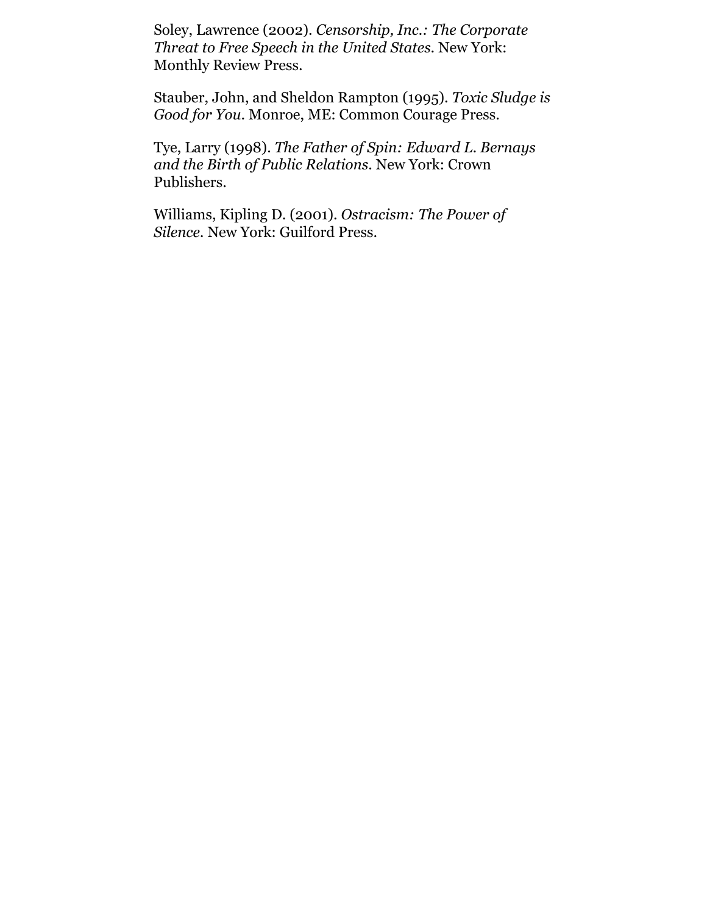Soley, Lawrence (2002). *Censorship, Inc.: The Corporate Threat to Free Speech in the United States*. New York: Monthly Review Press.

Stauber, John, and Sheldon Rampton (1995). *Toxic Sludge is Good for You*. Monroe, ME: Common Courage Press.

Tye, Larry (1998). *The Father of Spin: Edward L. Bernays and the Birth of Public Relations*. New York: Crown Publishers.

Williams, Kipling D. (2001). *Ostracism: The Power of Silence*. New York: Guilford Press.